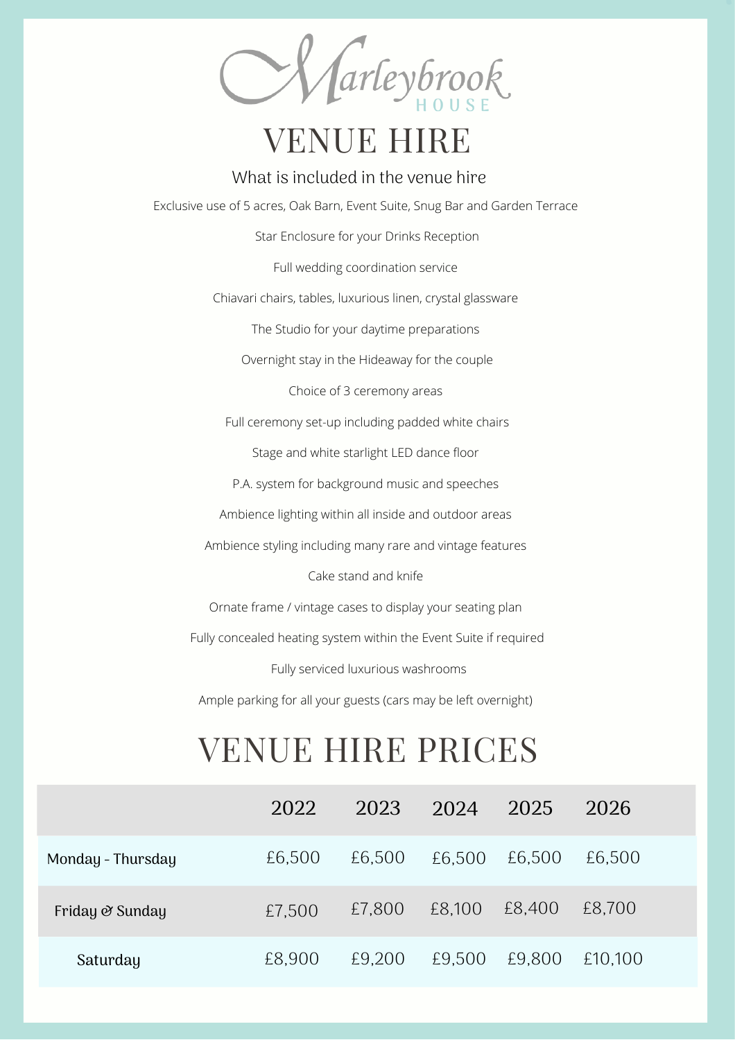Marleybrook HOUSE

# VENUE HIRE

## What is included in the venue hire

Exclusive use of 5 acres, Oak Barn, Event Suite, Snug Bar and Garden Terrace

Star Enclosure for your Drinks Reception

Full wedding coordination service

Chiavari chairs, tables, luxurious linen, crystal glassware

The Studio for your daytime preparations

Overnight stay in the Hideaway for the couple

Choice of 3 ceremony areas

Full ceremony set-up including padded white chairs

Stage and white starlight LED dance floor

P.A. system for background music and speeches

Ambience lighting within all inside and outdoor areas

Ambience styling including many rare and vintage features

Cake stand and knife

Ornate frame / vintage cases to display your seating plan

Fully concealed heating system within the Event Suite if required

Fully serviced luxurious washrooms

Ample parking for all your guests (cars may be left overnight)

# VENUE HIRE PRICES

| | 2022 | 2023 | 2024 | 2025 | 2026 |
|---|---|---|---|---|---|
| Monday - Thursday | £6,500 | £6,500 | £6,500 | £6,500 | £6,500 |
| Friday & Sunday | £7,500 | £7,800 | £8,100 | £8,400 | £8,700 |
| Saturday | £8,900 | £9,200 | £9,500 | £9,800 | £10,100 |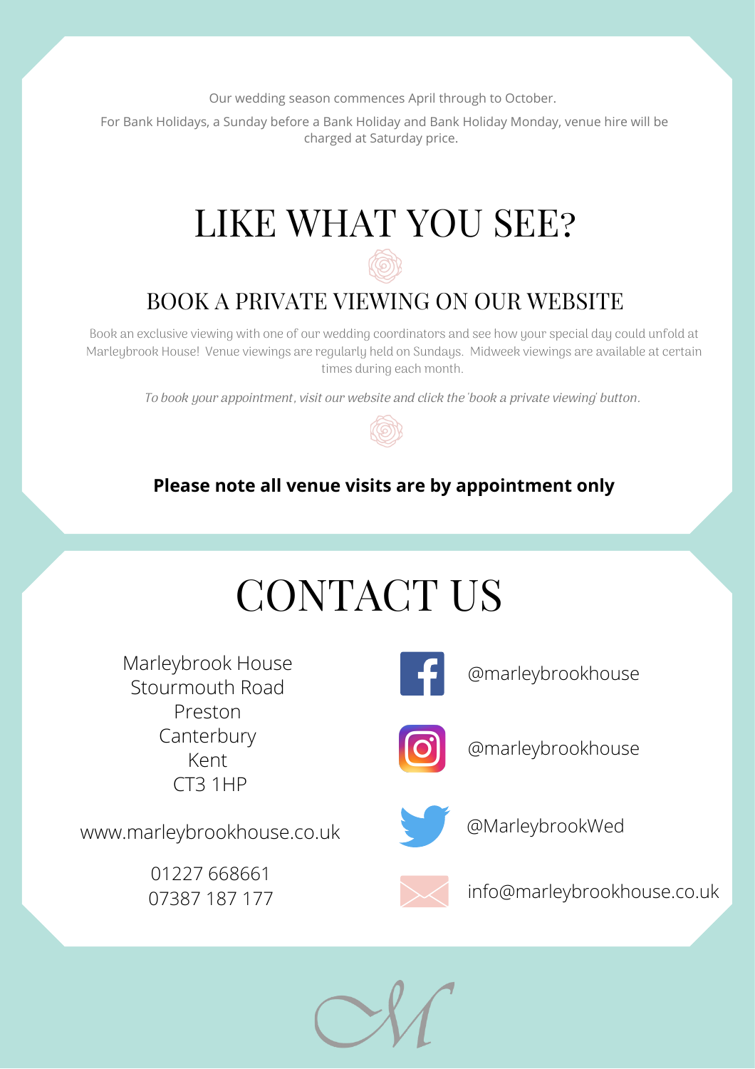Our wedding season commences April through to October.

For Bank Holidays, a Sunday before a Bank Holiday and Bank Holiday Monday, venue hire will be charged at Saturday price.

# LIKE WHAT YOU SEE?

## BOOK A PRIVATE VIEWING ON OUR WEBSITE

Book an exclusive viewing with one of our wedding coordinators and see how your special day could unfold at Marleybrook House! Venue viewings are regularly held on Sundays. Midweek viewings are available at certain times during each month.

*To book your appointment, visit our website and click the 'book a private viewing' button.*

**Please note all venue visits are by appointment only**

# CONTACT US

Marleybrook House
Stourmouth Road
Preston
Canterbury
Kent
CT3 1HP

www.marleybrookhouse.co.uk

01227 668661
07387 187 177

@marleybrookhouse

@marleybrookhouse

@MarleybrookWed

info@marleybrookhouse.co.uk